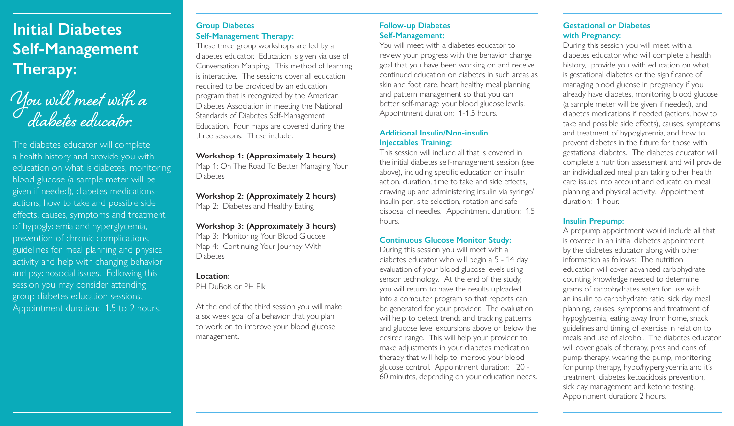# Initial Diabetes Self-Management Therapy:

*You will meet with a diabetes educator.*

The diabetes educator will complete a health history and provide you with education on what is diabetes, monitoring blood glucose (a sample meter will be given if needed), diabetes medications-actions, how to take and possible side effects, causes, symptoms and treatment of hypoglycemia and hyperglycemia, prevention of chronic complications, guidelines for meal planning and physical activity and help with changing behavior and psychosocial issues. Following this session you may consider attending group diabetes education sessions. Appointment duration: 1.5 to 2 hours.

## Group Diabetes Self-Management Therapy:

These three group workshops are led by a diabetes educator. Education is given via use of Conversation Mapping. This method of learning is interactive. The sessions cover all education required to be provided by an education program that is recognized by the American Diabetes Association in meeting the National Standards of Diabetes Self-Management Education. Four maps are covered during the three sessions. These include:

**Workshop 1: (Approximately 2 hours)**
Map 1: On The Road To Better Managing Your Diabetes

**Workshop 2: (Approximately 2 hours)**
Map 2: Diabetes and Healthy Eating

**Workshop 3: (Approximately 3 hours)**
Map 3: Monitoring Your Blood Glucose
Map 4: Continuing Your Journey With Diabetes

**Location:**
PH DuBois or PH Elk

At the end of the third session you will make a six week goal of a behavior that you plan to work on to improve your blood glucose management.

## Follow-up Diabetes Self-Management:

You will meet with a diabetes educator to review your progress with the behavior change goal that you have been working on and receive continued education on diabetes in such areas as skin and foot care, heart healthy meal planning and pattern management so that you can better self-manage your blood glucose levels. Appointment duration: 1-1.5 hours.

## Additional Insulin/Non-insulin Injectables Training:

This session will include all that is covered in the initial diabetes self-management session (see above), including specific education on insulin action, duration, time to take and side effects, drawing up and administering insulin via syringe/ insulin pen, site selection, rotation and safe disposal of needles. Appointment duration: 1.5 hours.

## Continuous Glucose Monitor Study:

During this session you will meet with a diabetes educator who will begin a 5 - 14 day evaluation of your blood glucose levels using sensor technology. At the end of the study, you will return to have the results uploaded into a computer program so that reports can be generated for your provider. The evaluation will help to detect trends and tracking patterns and glucose level excursions above or below the desired range. This will help your provider to make adjustments in your diabetes medication therapy that will help to improve your blood glucose control. Appointment duration: 20 - 60 minutes, depending on your education needs.

## Gestational or Diabetes with Pregnancy:

During this session you will meet with a diabetes educator who will complete a health history, provide you with education on what is gestational diabetes or the significance of managing blood glucose in pregnancy if you already have diabetes, monitoring blood glucose (a sample meter will be given if needed), and diabetes medications if needed (actions, how to take and possible side effects), causes, symptoms and treatment of hypoglycemia, and how to prevent diabetes in the future for those with gestational diabetes. The diabetes educator will complete a nutrition assessment and will provide an individualized meal plan taking other health care issues into account and educate on meal planning and physical activity. Appointment duration: 1 hour.

## Insulin Prepump:

A prepump appointment would include all that is covered in an initial diabetes appointment by the diabetes educator along with other information as follows: The nutrition education will cover advanced carbohydrate counting knowledge needed to determine grams of carbohydrates eaten for use with an insulin to carbohydrate ratio, sick day meal planning, causes, symptoms and treatment of hypoglycemia, eating away from home, snack guidelines and timing of exercise in relation to meals and use of alcohol. The diabetes educator will cover goals of therapy, pros and cons of pump therapy, wearing the pump, monitoring for pump therapy, hypo/hyperglycemia and it's treatment, diabetes ketoacidosis prevention, sick day management and ketone testing. Appointment duration: 2 hours.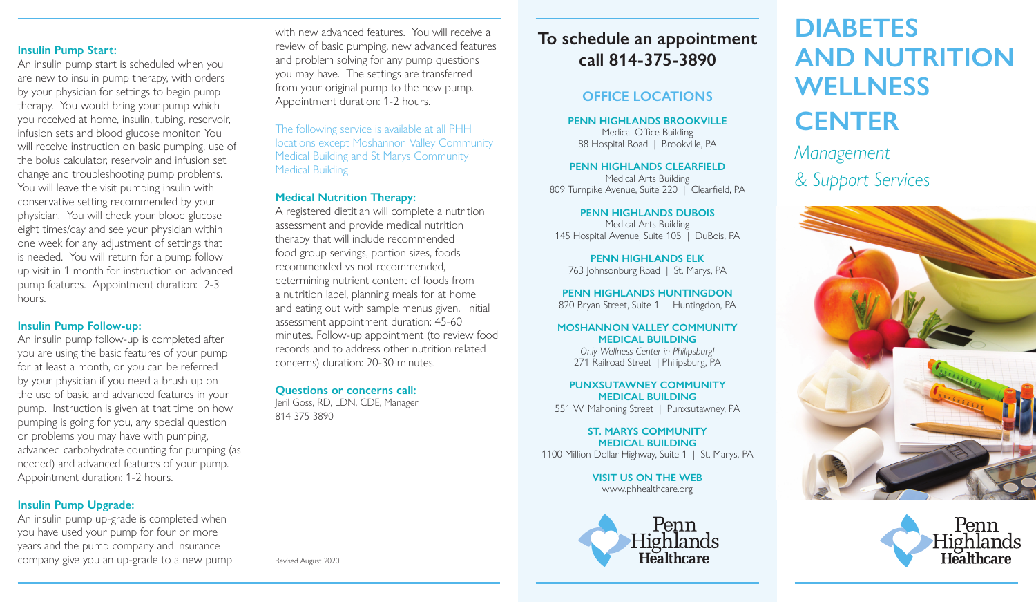**Insulin Pump Start:**
An insulin pump start is scheduled when you are new to insulin pump therapy, with orders by your physician for settings to begin pump therapy. You would bring your pump which you received at home, insulin, tubing, reservoir, infusion sets and blood glucose monitor. You will receive instruction on basic pumping, use of the bolus calculator, reservoir and infusion set change and troubleshooting pump problems. You will leave the visit pumping insulin with conservative setting recommended by your physician. You will check your blood glucose eight times/day and see your physician within one week for any adjustment of settings that is needed. You will return for a pump follow up visit in 1 month for instruction on advanced pump features. Appointment duration: 2-3 hours.

**Insulin Pump Follow-up:**
An insulin pump follow-up is completed after you are using the basic features of your pump for at least a month, or you can be referred by your physician if you need a brush up on the use of basic and advanced features in your pump. Instruction is given at that time on how pumping is going for you, any special question or problems you may have with pumping, advanced carbohydrate counting for pumping (as needed) and advanced features of your pump. Appointment duration: 1-2 hours.

**Insulin Pump Upgrade:**
An insulin pump up-grade is completed when you have used your pump for four or more years and the pump company and insurance company give you an up-grade to a new pump with new advanced features. You will receive a review of basic pumping, new advanced features and problem solving for any pump questions you may have. The settings are transferred from your original pump to the new pump. Appointment duration: 1-2 hours.

The following service is available at all PHH locations except Moshannon Valley Community Medical Building and St Marys Community Medical Building

**Medical Nutrition Therapy:**
A registered dietitian will complete a nutrition assessment and provide medical nutrition therapy that will include recommended food group servings, portion sizes, foods recommended vs not recommended, determining nutrient content of foods from a nutrition label, planning meals for at home and eating out with sample menus given. Initial assessment appointment duration: 45-60 minutes. Follow-up appointment (to review food records and to address other nutrition related concerns) duration: 20-30 minutes.

**Questions or concerns call:**
Jeril Goss, RD, LDN, CDE, Manager
814-375-3890

Revised August 2020

## To schedule an appointment call 814-375-3890

### OFFICE LOCATIONS

**PENN HIGHLANDS BROOKVILLE**
Medical Office Building
88 Hospital Road | Brookville, PA

**PENN HIGHLANDS CLEARFIELD**
Medical Arts Building
809 Turnpike Avenue, Suite 220 | Clearfield, PA

**PENN HIGHLANDS DUBOIS**
Medical Arts Building
145 Hospital Avenue, Suite 105 | DuBois, PA

**PENN HIGHLANDS ELK**
763 Johnsonburg Road | St. Marys, PA

**PENN HIGHLANDS HUNTINGDON**
820 Bryan Street, Suite 1 | Huntingdon, PA

**MOSHANNON VALLEY COMMUNITY MEDICAL BUILDING**
*Only Wellness Center in Philipsburg!*
271 Railroad Street | Philipsburg, PA

**PUNXSUTAWNEY COMMUNITY MEDICAL BUILDING**
551 W. Mahoning Street | Punxsutawney, PA

**ST. MARYS COMMUNITY MEDICAL BUILDING**
1100 Million Dollar Highway, Suite 1 | St. Marys, PA

**VISIT US ON THE WEB**
www.phhealthcare.org

Penn Highlands Healthcare

# DIABETES AND NUTRITION WELLNESS CENTER

*Management & Support Services*

Penn Highlands Healthcare